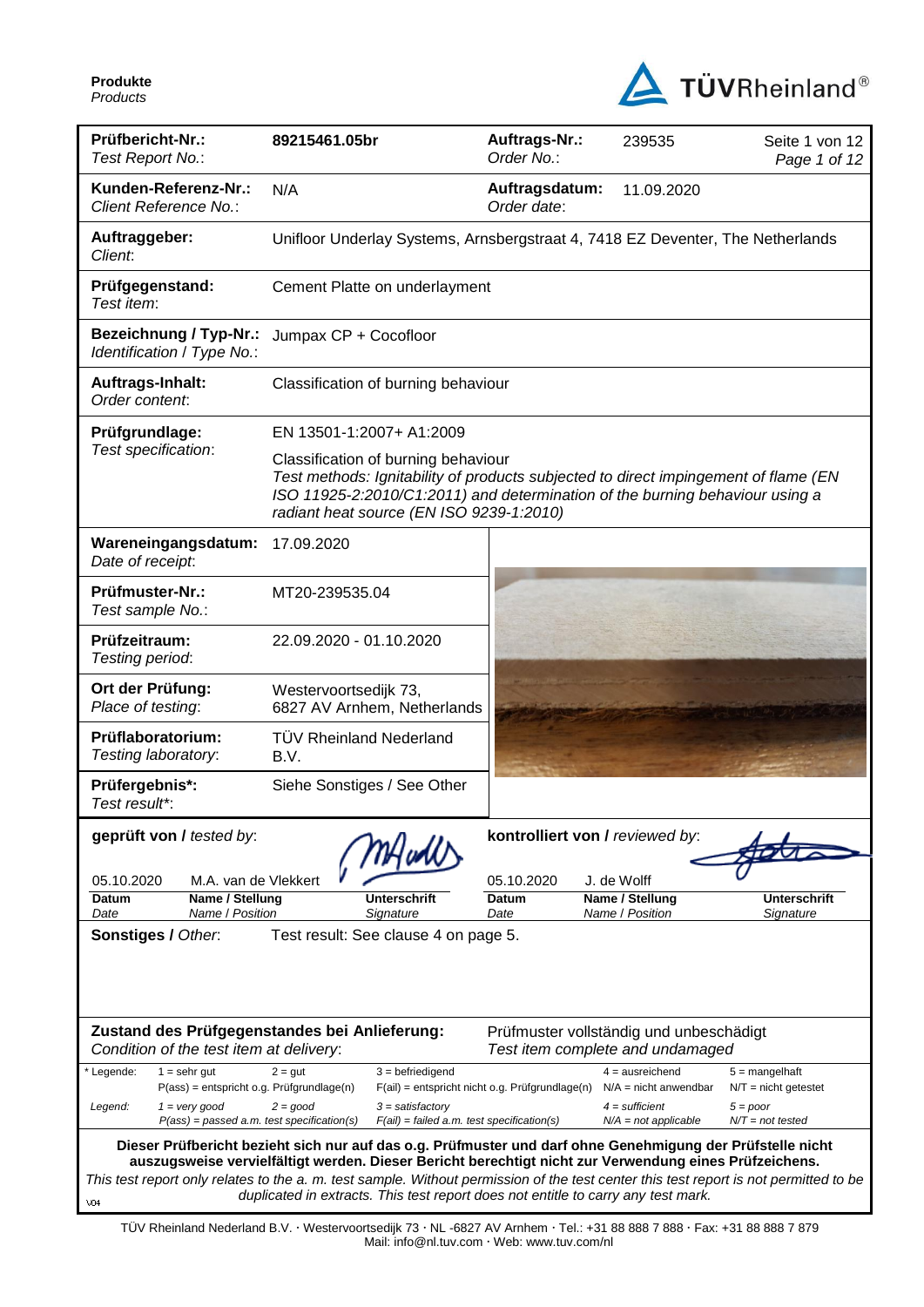**Produkte**
*Products*

TÜVRheinland®

| | | | | |
|---|---|---|---|---|
| **Prüfbericht-Nr.:** *Test Report No.:* | 89215461.05br | **Auftrags-Nr.:** *Order No.:* | 239535 | Seite 1 von 12 *Page 1 of 12* |
| **Kunden-Referenz-Nr.:** *Client Reference No.:* | N/A | **Auftragsdatum:** *Order date:* | 11.09.2020 | |
| **Auftraggeber:** *Client:* | Unifloor Underlay Systems, Arnsbergstraat 4, 7418 EZ Deventer, The Netherlands | | | |
| **Prüfgegenstand:** *Test item:* | Cement Platte on underlayment | | | |
| **Bezeichnung / Typ-Nr.:** *Identification / Type No.:* | Jumpax CP + Cocofloor | | | |
| **Auftrags-Inhalt:** *Order content:* | Classification of burning behaviour | | | |
| **Prüfgrundlage:** *Test specification:* | EN 13501-1:2007+ A1:2009<br>Classification of burning behaviour<br>*Test methods: Ignitability of products subjected to direct impingement of flame (EN ISO 11925-2:2010/C1:2011) and determination of the burning behaviour using a radiant heat source (EN ISO 9239-1:2010)* | | | |
| **Wareneingangsdatum:** *Date of receipt:* | 17.09.2020 | | | |
| **Prüfmuster-Nr.:** *Test sample No.:* | MT20-239535.04 | | | |
| **Prüfzeitraum:** *Testing period:* | 22.09.2020 - 01.10.2020 | | | |
| **Ort der Prüfung:** *Place of testing:* | Westervoortsedijk 73, 6827 AV Arnhem, Netherlands | | | |
| **Prüflaboratorium:** *Testing laboratory:* | TÜV Rheinland Nederland B.V. | | | |
| **Prüfergebnis*:** *Test result*:* | Siehe Sonstiges / See Other | | | |

**geprüft von /** *tested by:*

| **Datum** *Date* | **Name / Stellung** *Name / Position* | **Unterschrift** *Signature* |
|---|---|---|
| 05.10.2020 | M.A. van de Vlekkert | [signature] |

**kontrolliert von /** *reviewed by:*

| **Datum** *Date* | **Name / Stellung** *Name / Position* | **Unterschrift** *Signature* |
|---|---|---|
| 05.10.2020 | J. de Wolff | [signature] |

**Sonstiges /** *Other:* Test result: See clause 4 on page 5.

**Zustand des Prüfgegenstandes bei Anlieferung:** *Condition of the test item at delivery:* Prüfmuster vollständig und unbeschädigt *Test item complete and undamaged*

\* Legende: 1 = sehr gut 2 = gut 3 = befriedigend 4 = ausreichend 5 = mangelhaft
P(ass) = entspricht o.g. Prüfgrundlage(n) F(ail) = entspricht nicht o.g. Prüfgrundlage(n) N/A = nicht anwendbar N/T = nicht getestet

*Legend: 1 = very good 2 = good 3 = satisfactory 4 = sufficient 5 = poor*
*P(ass) = passed a.m. test specification(s) F(ail) = failed a.m. test specification(s) N/A = not applicable N/T = not tested*

**Dieser Prüfbericht bezieht sich nur auf das o.g. Prüfmuster und darf ohne Genehmigung der Prüfstelle nicht auszugsweise vervielfältigt werden. Dieser Bericht berechtigt nicht zur Verwendung eines Prüfzeichens.**
*This test report only relates to the a. m. test sample. Without permission of the test center this test report is not permitted to be duplicated in extracts. This test report does not entitle to carry any test mark.*

V04

TÜV Rheinland Nederland B.V. · Westervoortsedijk 73 · NL -6827 AV Arnhem · Tel.: +31 88 888 7 888 · Fax: +31 88 888 7 879
Mail: info@nl.tuv.com · Web: www.tuv.com/nl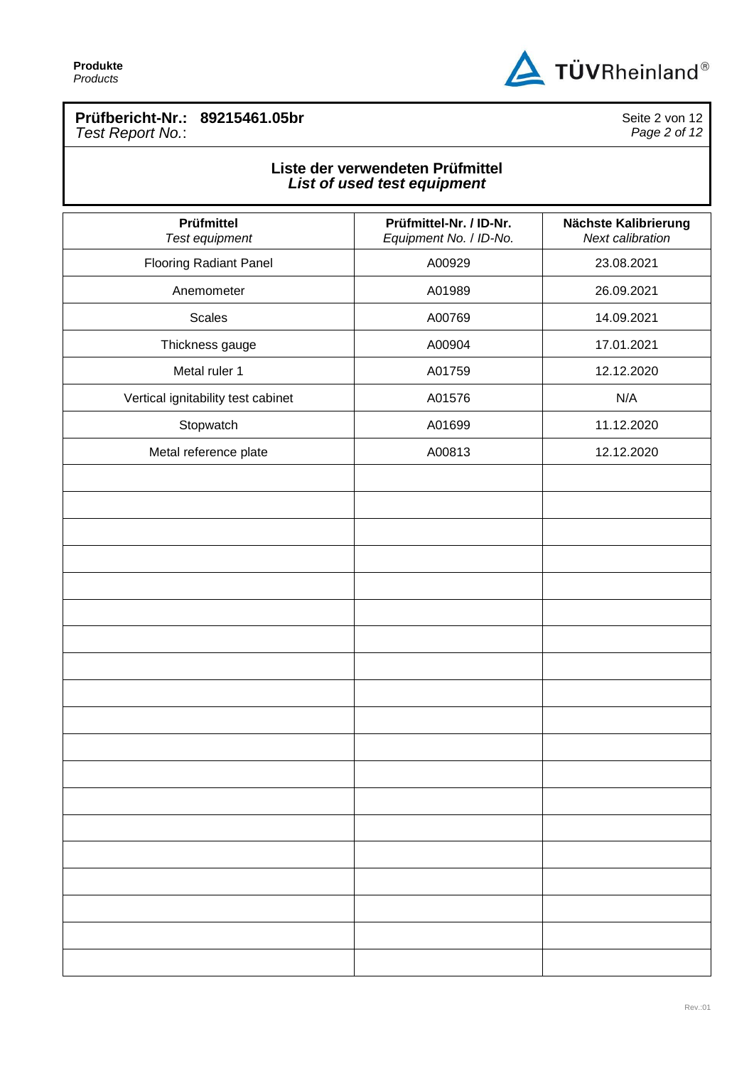**Prüfbericht-Nr.: 89215461.05br**
*Test Report No.*:

## Liste der verwendeten Prüfmittel
### *List of used test equipment*

| **Prüfmittel**<br>*Test equipment* | **Prüfmittel-Nr. / ID-Nr.**<br>*Equipment No. / ID-No.* | **Nächste Kalibrierung**<br>*Next calibration* |
|---|---|---|
| Flooring Radiant Panel | A00929 | 23.08.2021 |
| Anemometer | A01989 | 26.09.2021 |
| Scales | A00769 | 14.09.2021 |
| Thickness gauge | A00904 | 17.01.2021 |
| Metal ruler 1 | A01759 | 12.12.2020 |
| Vertical ignitability test cabinet | A01576 | N/A |
| Stopwatch | A01699 | 11.12.2020 |
| Metal reference plate | A00813 | 12.12.2020 |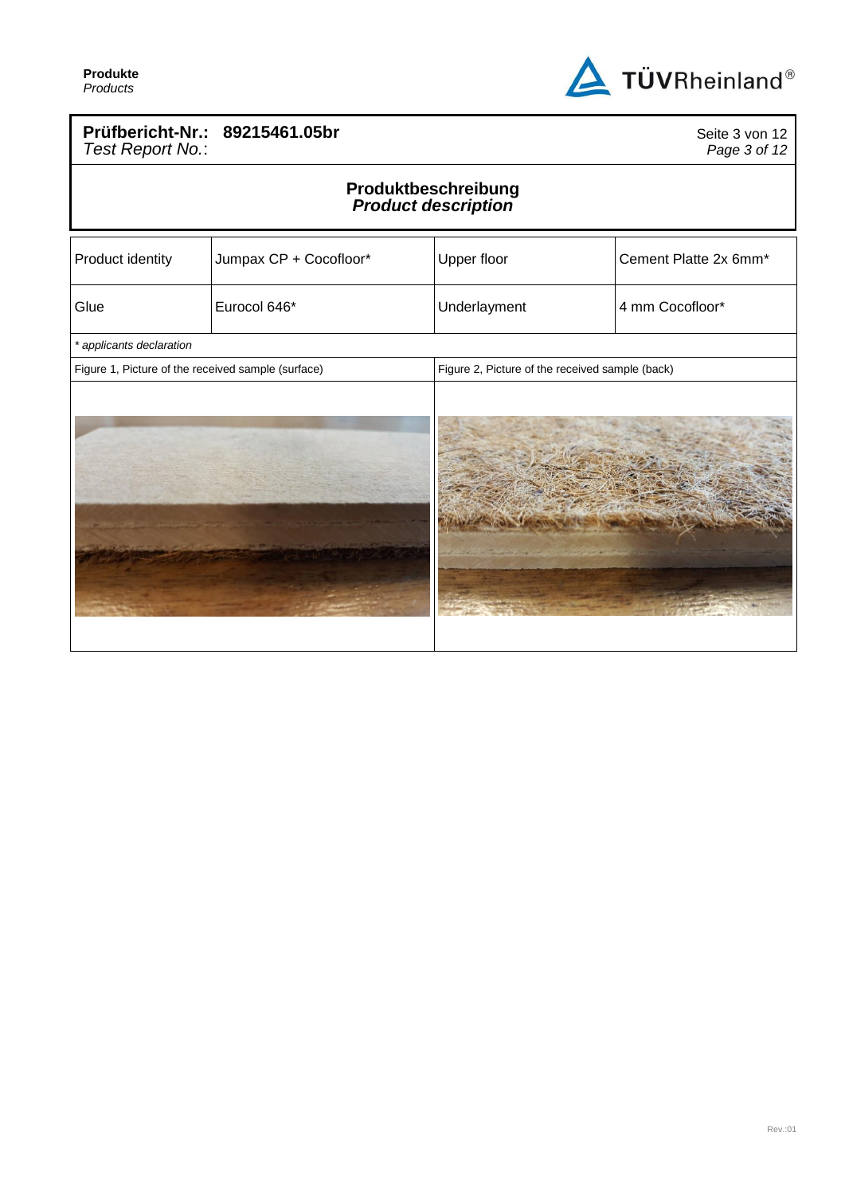**Prüfbericht-Nr.: 89215461.05br**
*Test Report No.*:

## Produktbeschreibung
## *Product description*

| | | | |
|---|---|---|---|
| Product identity | Jumpax CP + Cocofloor* | Upper floor | Cement Platte 2x 6mm* |
| Glue | Eurocol 646* | Underlayment | 4 mm Cocofloor* |

*\* applicants declaration*

Figure 1, Picture of the received sample (surface)

Figure 2, Picture of the received sample (back)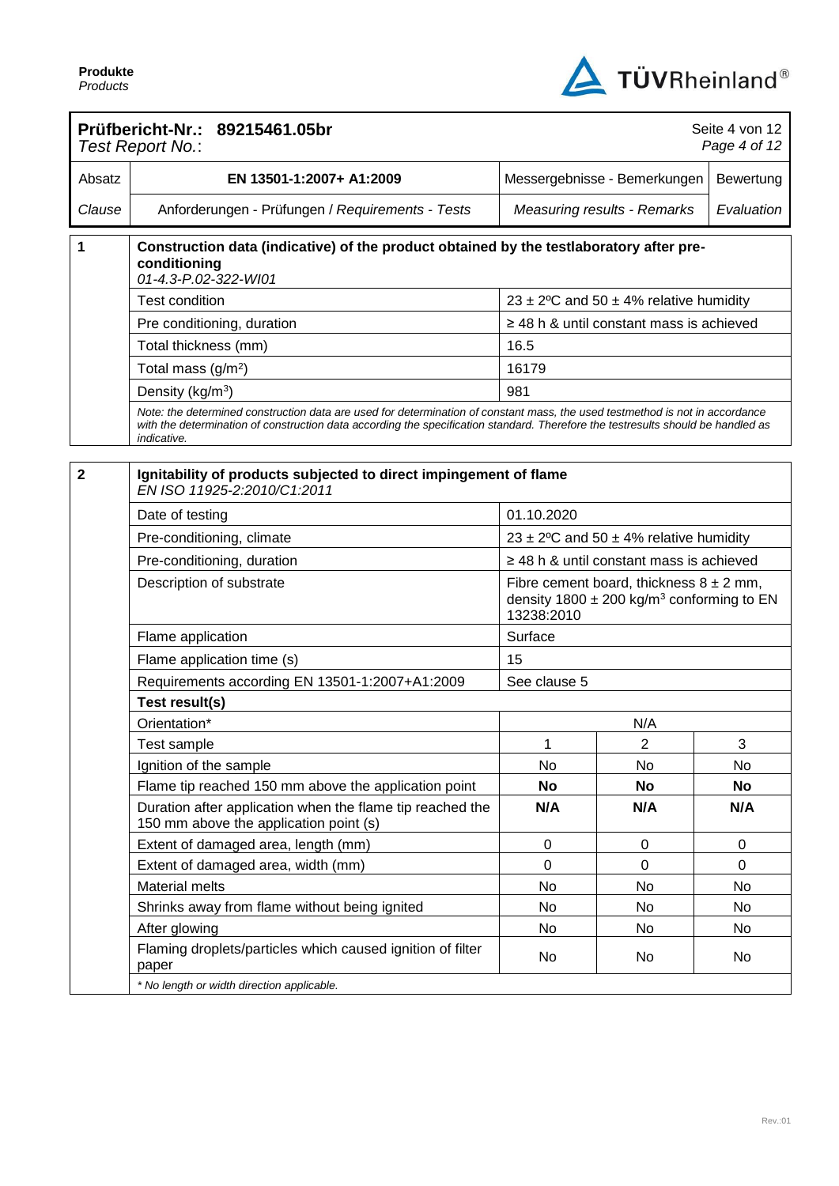| Prüfbericht-Nr.: 89215461.05br *Test Report No.:* | | | |
|---|---|---|---|
| Absatz *Clause* | EN 13501-1:2007+ A1:2009 Anforderungen - Prüfungen / *Requirements - Tests* | Messergebnisse - Bemerkungen *Measuring results - Remarks* | Bewertung *Evaluation* |

| 1 | **Construction data (indicative) of the product obtained by the testlaboratory after pre-conditioning** *01-4.3-P.02-322-WI01* | |
|---|---|---|
| | Test condition | 23 ± 2ºC and 50 ± 4% relative humidity |
| | Pre conditioning, duration | ≥ 48 h & until constant mass is achieved |
| | Total thickness (mm) | 16.5 |
| | Total mass (g/m²) | 16179 |
| | Density (kg/m³) | 981 |
| | *Note: the determined construction data are used for determination of constant mass, the used testmethod is not in accordance with the determination of construction data according the specification standard. Therefore the testresults should be handled as indicative.* | |

| 2 | **Ignitability of products subjected to direct impingement of flame** *EN ISO 11925-2:2010/C1:2011* | | | |
|---|---|---|---|---|
| | Date of testing | 01.10.2020 | | |
| | Pre-conditioning, climate | 23 ± 2ºC and 50 ± 4% relative humidity | | |
| | Pre-conditioning, duration | ≥ 48 h & until constant mass is achieved | | |
| | Description of substrate | Fibre cement board, thickness 8 ± 2 mm, density 1800 ± 200 kg/m³ conforming to EN 13238:2010 | | |
| | Flame application | Surface | | |
| | Flame application time (s) | 15 | | |
| | Requirements according EN 13501-1:2007+A1:2009 | See clause 5 | | |
| | **Test result(s)** | | | |
| | Orientation* | N/A | | |
| | Test sample | 1 | 2 | 3 |
| | Ignition of the sample | No | No | No |
| | Flame tip reached 150 mm above the application point | **No** | **No** | **No** |
| | Duration after application when the flame tip reached the 150 mm above the application point (s) | **N/A** | **N/A** | **N/A** |
| | Extent of damaged area, length (mm) | 0 | 0 | 0 |
| | Extent of damaged area, width (mm) | 0 | 0 | 0 |
| | Material melts | No | No | No |
| | Shrinks away from flame without being ignited | No | No | No |
| | After glowing | No | No | No |
| | Flaming droplets/particles which caused ignition of filter paper | No | No | No |
| | *\* No length or width direction applicable.* | | | |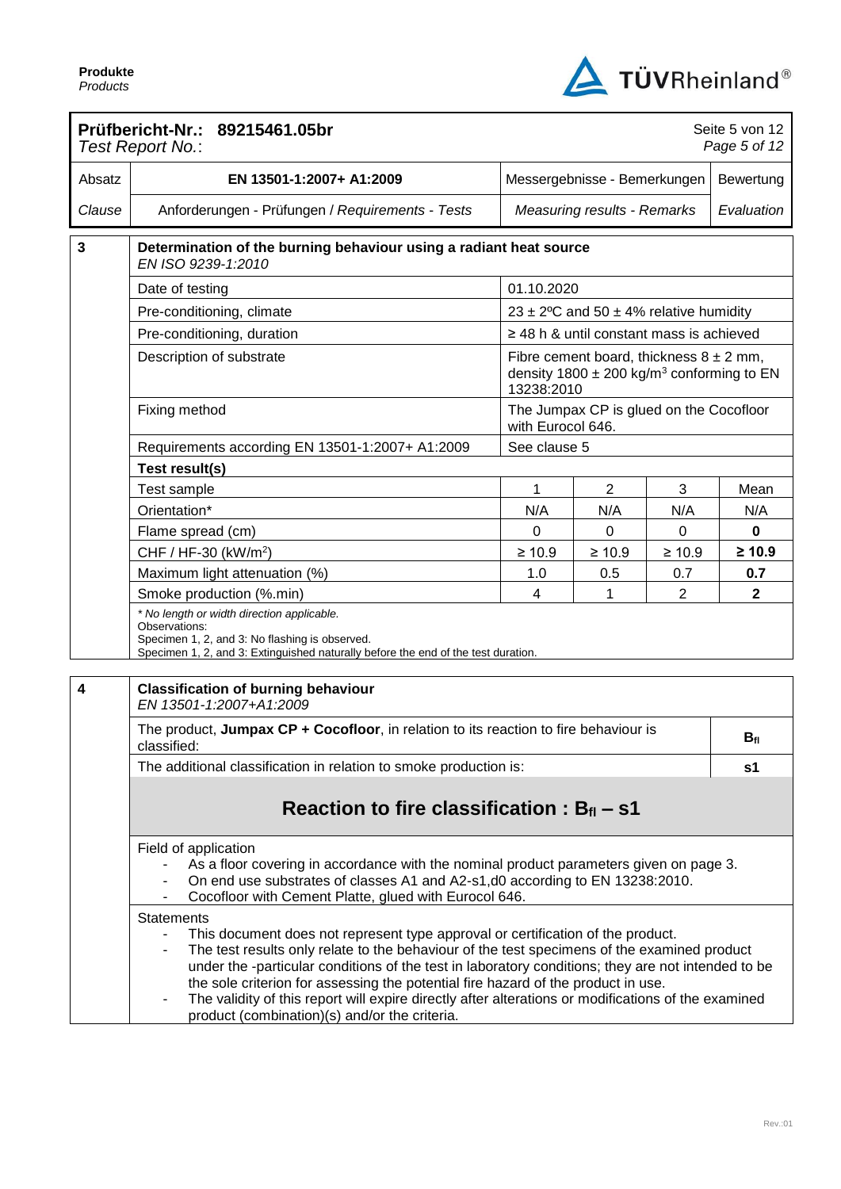**Prüfbericht-Nr.: 89215461.05br**
*Test Report No.:*

| Absatz | EN 13501-1:2007+ A1:2009 | Messergebnisse - Bemerkungen | Bewertung |
|---|---|---|---|
| *Clause* | Anforderungen - Prüfungen / *Requirements - Tests* | *Measuring results - Remarks* | *Evaluation* |

## 3 Determination of the burning behaviour using a radiant heat source

*EN ISO 9239-1:2010*

| | | | | |
|---|---|---|---|---|
| Date of testing | 01.10.2020 | | | |
| Pre-conditioning, climate | 23 ± 2ºC and 50 ± 4% relative humidity | | | |
| Pre-conditioning, duration | ≥ 48 h & until constant mass is achieved | | | |
| Description of substrate | Fibre cement board, thickness 8 ± 2 mm, density 1800 ± 200 kg/m$^3$ conforming to EN 13238:2010 | | | |
| Fixing method | The Jumpax CP is glued on the Cocofloor with Eurocol 646. | | | |
| Requirements according EN 13501-1:2007+ A1:2009 | See clause 5 | | | |
| **Test result(s)** | | | | |
| Test sample | 1 | 2 | 3 | Mean |
| Orientation* | N/A | N/A | N/A | N/A |
| Flame spread (cm) | 0 | 0 | 0 | **0** |
| CHF / HF-30 (kW/m$^2$) | ≥ 10.9 | ≥ 10.9 | ≥ 10.9 | **≥ 10.9** |
| Maximum light attenuation (%) | 1.0 | 0.5 | 0.7 | **0.7** |
| Smoke production (%.min) | 4 | 1 | 2 | **2** |

*\* No length or width direction applicable.*
Observations:
Specimen 1, 2, and 3: No flashing is observed.
Specimen 1, 2, and 3: Extinguished naturally before the end of the test duration.

## 4 Classification of burning behaviour

*EN 13501-1:2007+A1:2009*

| | |
|---|---|
| The product, **Jumpax CP + Cocofloor**, in relation to its reaction to fire behaviour is classified: | $B_{fl}$ |
| The additional classification in relation to smoke production is: | **s1** |

### Reaction to fire classification : $B_{fl}$ – s1

Field of application
- As a floor covering in accordance with the nominal product parameters given on page 3.
- On end use substrates of classes A1 and A2-s1,d0 according to EN 13238:2010.
- Cocofloor with Cement Platte, glued with Eurocol 646.

Statements
- This document does not represent type approval or certification of the product.
- The test results only relate to the behaviour of the test specimens of the examined product under the -particular conditions of the test in laboratory conditions; they are not intended to be the sole criterion for assessing the potential fire hazard of the product in use.
- The validity of this report will expire directly after alterations or modifications of the examined product (combination)(s) and/or the criteria.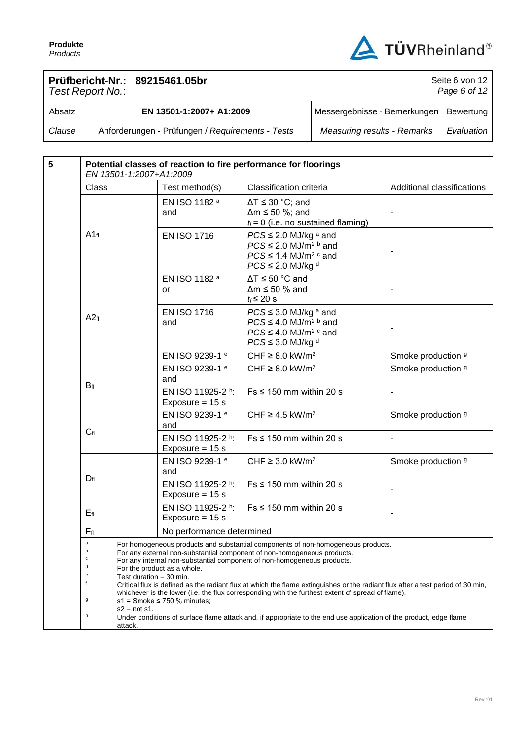| Absatz | EN 13501-1:2007+ A1:2009 | Messergebnisse - Bemerkungen | Bewertung |
|---|---|---|---|
| *Clause* | Anforderungen - Prüfungen / *Requirements - Tests* | *Measuring results - Remarks* | *Evaluation* |

**5** **Potential classes of reaction to fire performance for floorings**
*EN 13501-1:2007+A1:2009*

| Class | Test method(s) | Classification criteria | Additional classifications |
|---|---|---|---|
| $A1_{fl}$ | EN ISO 1182 [a] and | $\Delta T \leq 30$ °C; and $\Delta m \leq 50$ %; and $t_f = 0$ (i.e. no sustained flaming) | - |
| | EN ISO 1716 | $PCS \leq 2.0$ MJ/kg [a] and $PCS \leq 2.0$ MJ/m² [b] and $PCS \leq 1.4$ MJ/m² [c] and $PCS \leq 2.0$ MJ/kg [d] | - |
| $A2_{fl}$ | EN ISO 1182 [a] or | $\Delta T \leq 50$ °C and $\Delta m \leq 50$ % and $t_f \leq 20$ s | - |
| | EN ISO 1716 and | $PCS \leq 3.0$ MJ/kg [a] and $PCS \leq 4.0$ MJ/m² [b] and $PCS \leq 4.0$ MJ/m² [c] and $PCS \leq 3.0$ MJ/kg [d] | - |
| | EN ISO 9239-1 [e] | CHF ≥ 8.0 kW/m² | Smoke production [g] |
| $B_{fl}$ | EN ISO 9239-1 [e] and | CHF ≥ 8.0 kW/m² | Smoke production [g] |
| | EN ISO 11925-2 [h]: Exposure = 15 s | Fs ≤ 150 mm within 20 s | - |
| $C_{fl}$ | EN ISO 9239-1 [e] and | CHF ≥ 4.5 kW/m² | Smoke production [g] |
| | EN ISO 11925-2 [h]: Exposure = 15 s | Fs ≤ 150 mm within 20 s | - |
| $D_{fl}$ | EN ISO 9239-1 [e] and | CHF ≥ 3.0 kW/m² | Smoke production [g] |
| | EN ISO 11925-2 [h]: Exposure = 15 s | Fs ≤ 150 mm within 20 s | - |
| $E_{fl}$ | EN ISO 11925-2 [h]: Exposure = 15 s | Fs ≤ 150 mm within 20 s | - |
| $F_{fl}$ | No performance determined | | |

[a] For homogeneous products and substantial components of non-homogeneous products.
[b] For any external non-substantial component of non-homogeneous products.
[c] For any internal non-substantial component of non-homogeneous products.
[d] For the product as a whole.
[e] Test duration = 30 min.
[f] Critical flux is defined as the radiant flux at which the flame extinguishes or the radiant flux after a test period of 30 min, whichever is the lower (i.e. the flux corresponding with the furthest extent of spread of flame).
[g] s1 = Smoke ≤ 750 % minutes;
s2 = not s1.
[h] Under conditions of surface flame attack and, if appropriate to the end use application of the product, edge flame attack.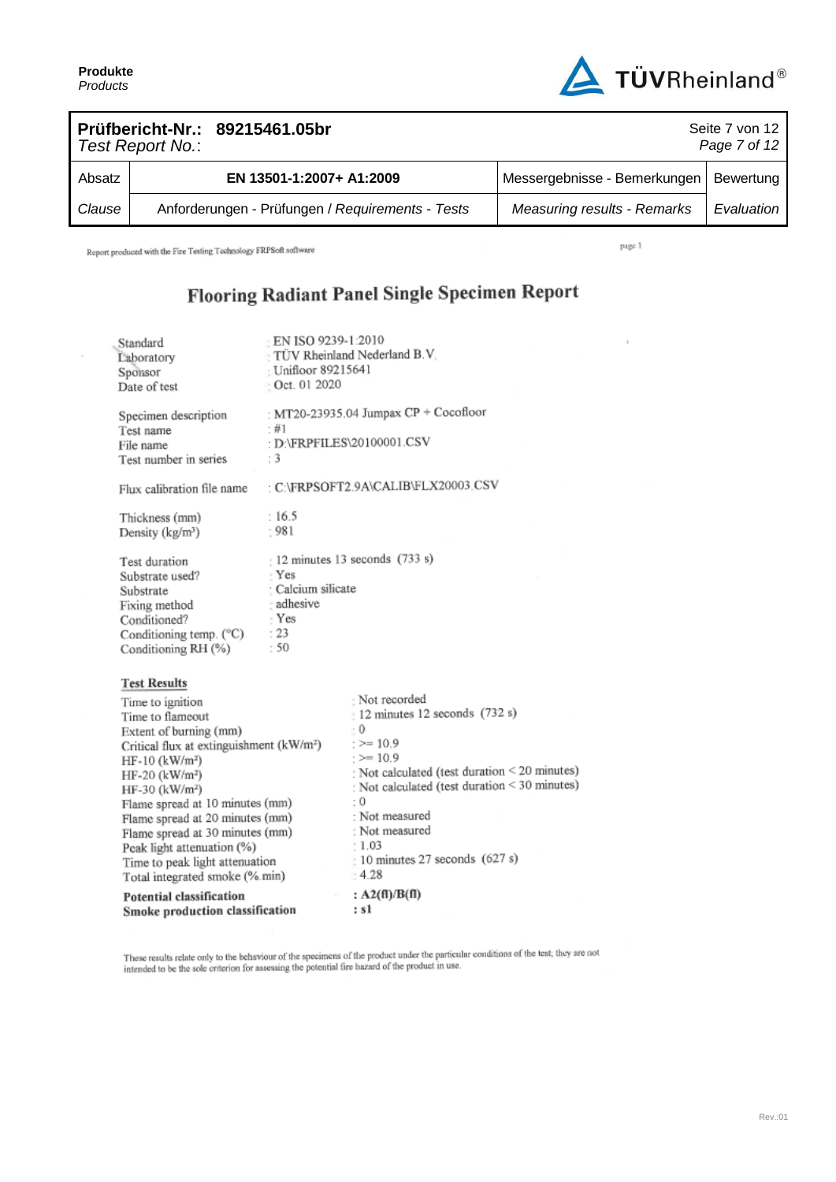| Absatz | EN 13501-1:2007+ A1:2009 | Messergebnisse - Bemerkungen | Bewertung |
|---|---|---|---|
| *Clause* | Anforderungen - Prüfungen / *Requirements - Tests* | *Measuring results - Remarks* | *Evaluation* |

Report produced with the Fire Testing Technology FRPSoft software

# Flooring Radiant Panel Single Specimen Report

| | |
|---|---|
| Standard | : EN ISO 9239-1:2010 |
| Laboratory | : TÜV Rheinland Nederland B.V. |
| Sponsor | : Unifloor 89215641 |
| Date of test | : Oct. 01 2020 |
| Specimen description | : MT20-23935.04 Jumpax CP + Cocofloor |
| Test name | : #1 |
| File name | : D:\FRPFILES\20100001.CSV |
| Test number in series | : 3 |
| Flux calibration file name | : C:\FRPSOFT2.9A\CALIB\FLX20003.CSV |
| Thickness (mm) | : 16.5 |
| Density (kg/m³) | : 981 |
| Test duration | : 12 minutes 13 seconds (733 s) |
| Substrate used? | : Yes |
| Substrate | : Calcium silicate |
| Fixing method | : adhesive |
| Conditioned? | : Yes |
| Conditioning temp. (°C) | : 23 |
| Conditioning RH (%) | : 50 |

## Test Results

| | |
|---|---|
| Time to ignition | : Not recorded |
| Time to flameout | : 12 minutes 12 seconds (732 s) |
| Extent of burning (mm) | : 0 |
| Critical flux at extinguishment (kW/m²) | : >= 10.9 |
| HF-10 (kW/m²) | : >= 10.9 |
| HF-20 (kW/m²) | : Not calculated (test duration < 20 minutes) |
| HF-30 (kW/m²) | : Not calculated (test duration < 30 minutes) |
| Flame spread at 10 minutes (mm) | : 0 |
| Flame spread at 20 minutes (mm) | : Not measured |
| Flame spread at 30 minutes (mm) | : Not measured |
| Peak light attenuation (%) | : 1.03 |
| Time to peak light attenuation | : 10 minutes 27 seconds (627 s) |
| Total integrated smoke (%.min) | : 4.28 |
| **Potential classification** | **: A2(fl)/B(fl)** |
| **Smoke production classification** | **: s1** |

These results relate only to the behaviour of the specimens of the product under the particular conditions of the test; they are not intended to be the sole criterion for assessing the potential fire hazard of the product in use.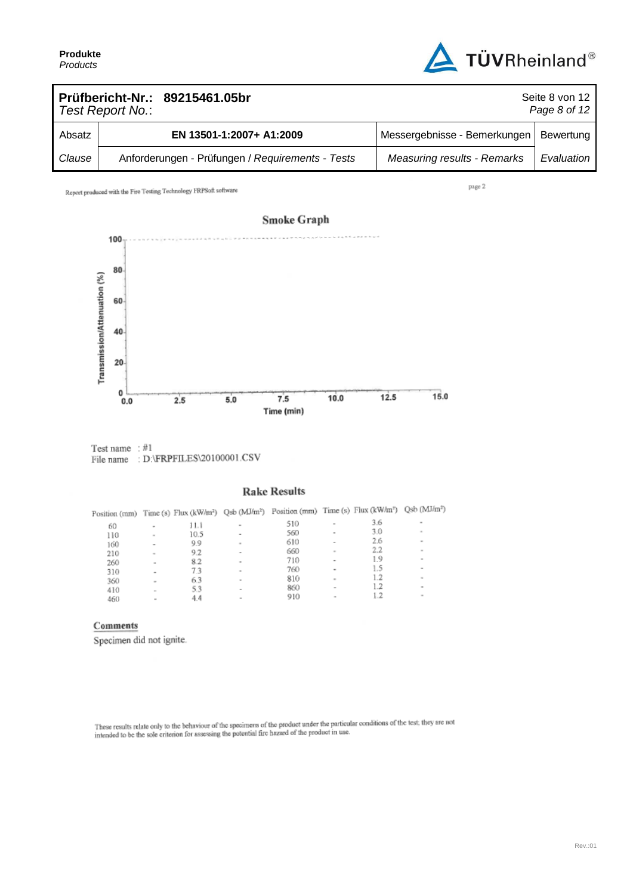| Prüfbericht-Nr.: 89215461.05br *Test Report No.:* | | | |
|---|---|---|---|
| Absatz | **EN 13501-1:2007+ A1:2009** | Messergebnisse - Bemerkungen | Bewertung |
| *Clause* | Anforderungen - Prüfungen / *Requirements - Tests* | *Measuring results - Remarks* | *Evaluation* |

Report produced with the Fire Testing Technology FRPSoft software

page 2

## Smoke Graph

Transmission/Attenuation (%): 0, 20, 40, 60, 80, 100

Time (min): 0.0, 2.5, 5.0, 7.5, 10.0, 12.5, 15.0

Test name : #1
File name : D:\FRPFILES\20100001.CSV

## Rake Results

| Position (mm) | Time (s) | Flux (kW/m²) | Qsb (MJ/m²) | Position (mm) | Time (s) | Flux (kW/m²) | Qsb (MJ/m²) |
|---|---|---|---|---|---|---|---|
| 60 | - | 11.1 | - | 510 | - | 3.6 | - |
| 110 | - | 10.5 | - | 560 | - | 3.0 | - |
| 160 | - | 9.9 | - | 610 | - | 2.6 | - |
| 210 | - | 9.2 | - | 660 | - | 2.2 | - |
| 260 | - | 8.2 | - | 710 | - | 1.9 | - |
| 310 | - | 7.3 | - | 760 | - | 1.5 | - |
| 360 | - | 6.3 | - | 810 | - | 1.2 | - |
| 410 | - | 5.3 | - | 860 | - | 1.2 | - |
| 460 | - | 4.4 | - | 910 | - | 1.2 | - |

**Comments**

Specimen did not ignite.

These results relate only to the behaviour of the specimens of the product under the particular conditions of the test; they are not intended to be the sole criterion for assessing the potential fire hazard of the product in use.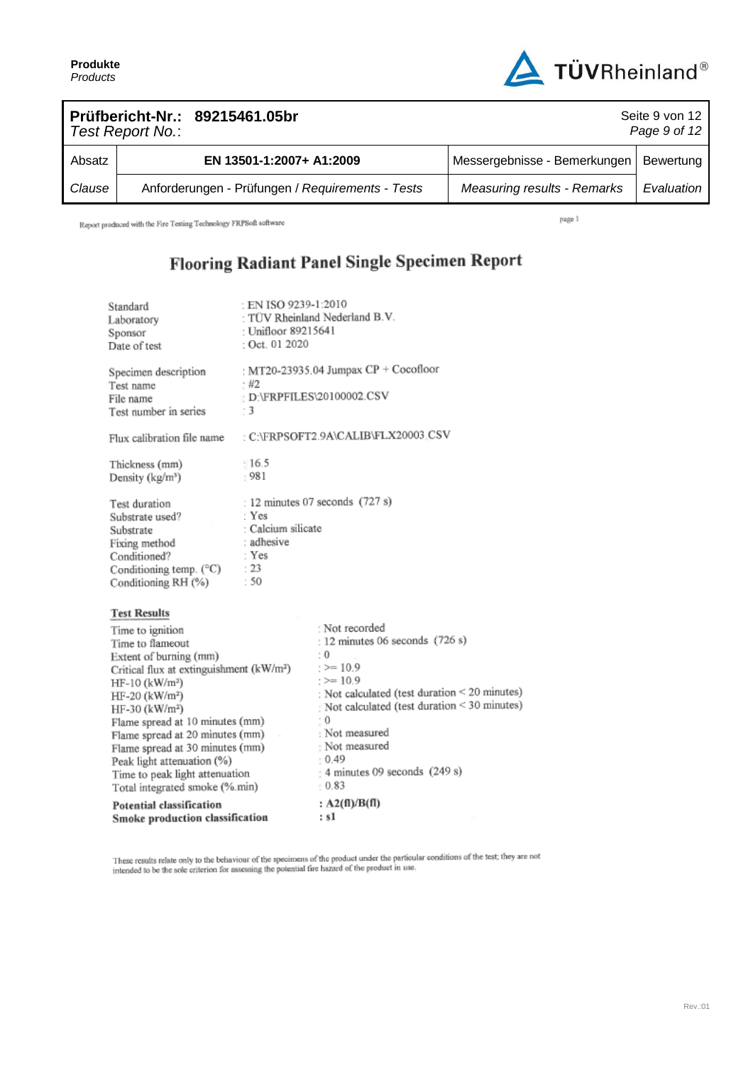| Absatz | EN 13501-1:2007+ A1:2009 | Messergebnisse - Bemerkungen | Bewertung |
|---|---|---|---|
| *Clause* | Anforderungen - Prüfungen / *Requirements - Tests* | *Measuring results - Remarks* | *Evaluation* |

Report produced with the Fire Testing Technology FRPSoft software

page 1

# Flooring Radiant Panel Single Specimen Report

| | |
|---|---|
| Standard | : EN ISO 9239-1:2010 |
| Laboratory | : TÜV Rheinland Nederland B.V. |
| Sponsor | : Unifloor 89215641 |
| Date of test | : Oct. 01 2020 |
| Specimen description | : MT20-23935.04 Jumpax CP + Cocofloor |
| Test name | : #2 |
| File name | : D:\FRPFILES\20100002.CSV |
| Test number in series | : 3 |
| Flux calibration file name | : C:\FRPSOFT2.9A\CALIB\FLX20003.CSV |
| Thickness (mm) | : 16.5 |
| Density (kg/m³) | : 981 |
| Test duration | : 12 minutes 07 seconds (727 s) |
| Substrate used? | : Yes |
| Substrate | : Calcium silicate |
| Fixing method | : adhesive |
| Conditioned? | : Yes |
| Conditioning temp. (°C) | : 23 |
| Conditioning RH (%) | : 50 |

**Test Results**

| | |
|---|---|
| Time to ignition | : Not recorded |
| Time to flameout | : 12 minutes 06 seconds (726 s) |
| Extent of burning (mm) | : 0 |
| Critical flux at extinguishment (kW/m²) | : >= 10.9 |
| HF-10 (kW/m²) | : >= 10.9 |
| HF-20 (kW/m²) | : Not calculated (test duration < 20 minutes) |
| HF-30 (kW/m²) | : Not calculated (test duration < 30 minutes) |
| Flame spread at 10 minutes (mm) | : 0 |
| Flame spread at 20 minutes (mm) | : Not measured |
| Flame spread at 30 minutes (mm) | : Not measured |
| Peak light attenuation (%) | : 0.49 |
| Time to peak light attenuation | : 4 minutes 09 seconds (249 s) |
| Total integrated smoke (%.min) | : 0.83 |
| **Potential classification** | **: A2(fl)/B(fl)** |
| **Smoke production classification** | **: s1** |

These results relate only to the behaviour of the specimens of the product under the particular conditions of the test; they are not intended to be the sole criterion for assessing the potential fire hazard of the product in use.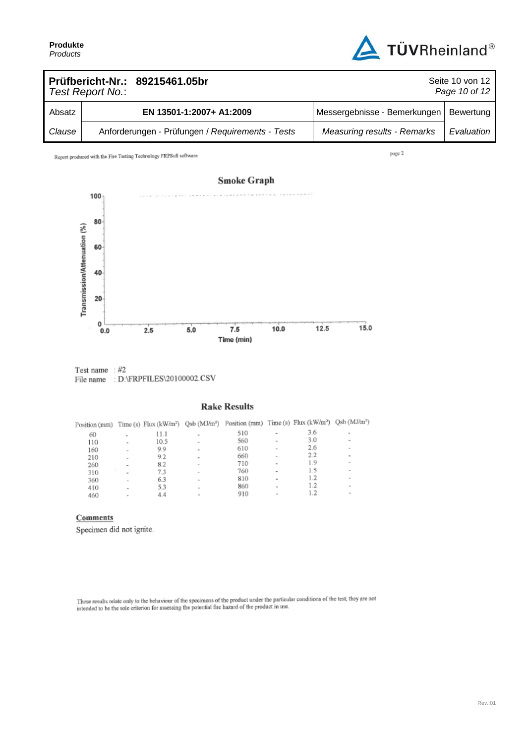| Prüfbericht-Nr.: 89215461.05br *Test Report No.:* | | | |
|---|---|---|---|
| Absatz | EN 13501-1:2007+ A1:2009 | Messergebnisse - Bemerkungen | Bewertung |
| *Clause* | Anforderungen - Prüfungen / *Requirements - Tests* | *Measuring results - Remarks* | *Evaluation* |

Report produced with the Fire Testing Technology FRPSoft software

page 2

## Smoke Graph

Transmission/Attenuation (%)

100

80

60

40

20

0

0.0 2.5 5.0 7.5 10.0 12.5 15.0

Time (min)

Test name : #2
File name : D:\FRPFILES\20100002.CSV

## Rake Results

| Position (mm) | Time (s) | Flux (kW/m²) | Qsb (MJ/m²) | Position (mm) | Time (s) | Flux (kW/m²) | Qsb (MJ/m²) |
|---|---|---|---|---|---|---|---|
| 60 | - | 11.1 | - | 510 | - | 3.6 | - |
| 110 | - | 10.5 | - | 560 | - | 3.0 | - |
| 160 | - | 9.9 | - | 610 | - | 2.6 | - |
| 210 | - | 9.2 | - | 660 | - | 2.2 | - |
| 260 | - | 8.2 | - | 710 | - | 1.9 | - |
| 310 | - | 7.3 | - | 760 | - | 1.5 | - |
| 360 | - | 6.3 | - | 810 | - | 1.2 | - |
| 410 | - | 5.3 | - | 860 | - | 1.2 | - |
| 460 | - | 4.4 | - | 910 | - | 1.2 | - |

**Comments**

Specimen did not ignite.

These results relate only to the behaviour of the specimens of the product under the particular conditions of the test; they are not intended to be the sole criterion for assessing the potential fire hazard of the product in use.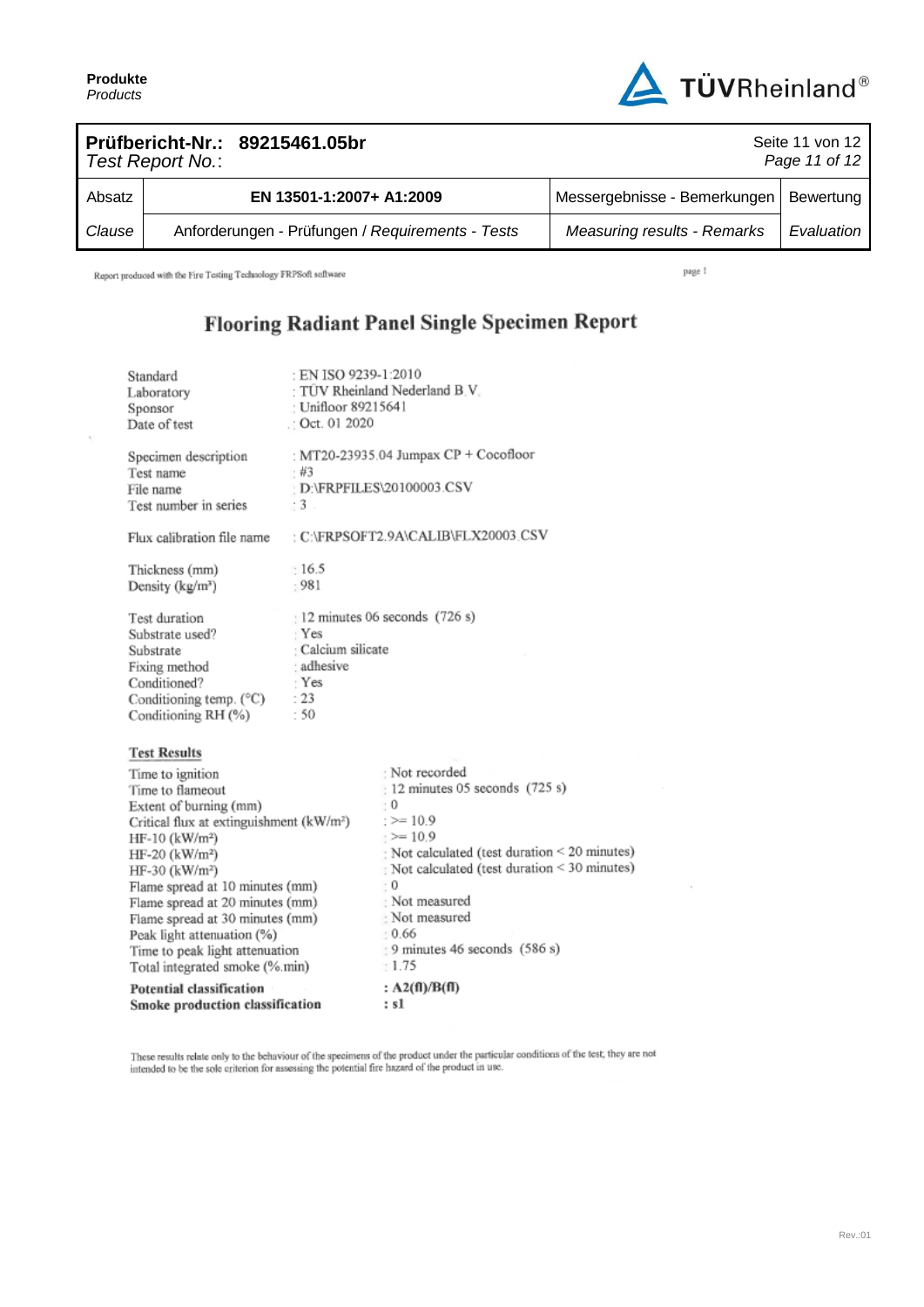**Produkte**
*Products*

| **Prüfbericht-Nr.: 89215461.05br** *Test Report No.:* | | | |
|---|---|---|---|
| Absatz | **EN 13501-1:2007+ A1:2009** | Messergebnisse - Bemerkungen | Bewertung |
| *Clause* | Anforderungen - Prüfungen / *Requirements - Tests* | *Measuring results - Remarks* | *Evaluation* |

Report produced with the Fire Testing Technology FRPSoft software

page 1

# Flooring Radiant Panel Single Specimen Report

| | |
|---|---|
| Standard | : EN ISO 9239-1:2010 |
| Laboratory | : TÜV Rheinland Nederland B.V. |
| Sponsor | : Unifloor 89215641 |
| Date of test | : Oct. 01 2020 |
| Specimen description | : MT20-23935.04 Jumpax CP + Cocofloor |
| Test name | : #3 |
| File name | : D:\FRPFILES\20100003.CSV |
| Test number in series | : 3 |
| Flux calibration file name | : C:\FRPSOFT2.9A\CALIB\FLX20003.CSV |
| Thickness (mm) | : 16.5 |
| Density (kg/m³) | : 981 |
| Test duration | : 12 minutes 06 seconds (726 s) |
| Substrate used? | : Yes |
| Substrate | : Calcium silicate |
| Fixing method | : adhesive |
| Conditioned? | : Yes |
| Conditioning temp. (°C) | : 23 |
| Conditioning RH (%) | : 50 |

**Test Results**

| | |
|---|---|
| Time to ignition | : Not recorded |
| Time to flameout | : 12 minutes 05 seconds (725 s) |
| Extent of burning (mm) | : 0 |
| Critical flux at extinguishment (kW/m²) | : >= 10.9 |
| HF-10 (kW/m²) | : >= 10.9 |
| HF-20 (kW/m²) | : Not calculated (test duration < 20 minutes) |
| HF-30 (kW/m²) | : Not calculated (test duration < 30 minutes) |
| Flame spread at 10 minutes (mm) | : 0 |
| Flame spread at 20 minutes (mm) | : Not measured |
| Flame spread at 30 minutes (mm) | : Not measured |
| Peak light attenuation (%) | : 0.66 |
| Time to peak light attenuation | : 9 minutes 46 seconds (586 s) |
| Total integrated smoke (%.min) | : 1.75 |
| **Potential classification** | **: A2(fl)/B(fl)** |
| **Smoke production classification** | **: s1** |

These results relate only to the behaviour of the specimens of the product under the particular conditions of the test; they are not intended to be the sole criterion for assessing the potential fire hazard of the product in use.

Rev.:01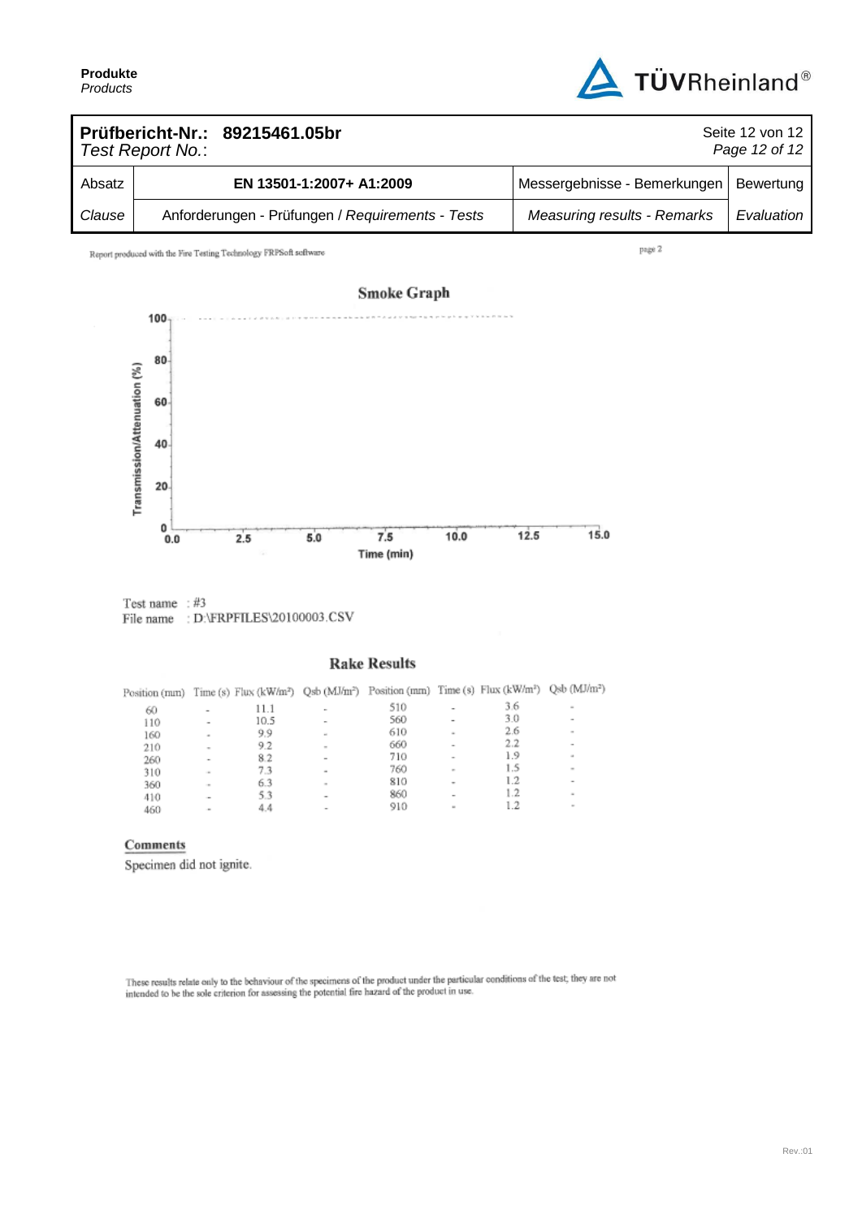| Prüfbericht-Nr.: 89215461.05br *Test Report No.:* | | | Seite 12 von 12 *Page 12 of 12* |
|---|---|---|---|
| Absatz | EN 13501-1:2007+ A1:2009 | Messergebnisse - Bemerkungen | Bewertung |
| *Clause* | Anforderungen - Prüfungen / *Requirements - Tests* | *Measuring results - Remarks* | *Evaluation* |

Report produced with the Fire Testing Technology FRPSoft software

page 2

**Smoke Graph**

Transmission/Attenuation (%)

100
80
60
40
20
0

0.0 2.5 5.0 7.5 10.0 12.5 15.0

Time (min)

Test name : #3
File name : D:\FRPFILES\20100003.CSV

**Rake Results**

| Position (mm) | Time (s) | Flux (kW/m²) | Qsb (MJ/m²) | Position (mm) | Time (s) | Flux (kW/m²) | Qsb (MJ/m²) |
|---|---|---|---|---|---|---|---|
| 60 | - | 11.1 | - | 510 | - | 3.6 | - |
| 110 | - | 10.5 | - | 560 | - | 3.0 | - |
| 160 | - | 9.9 | - | 610 | - | 2.6 | - |
| 210 | - | 9.2 | - | 660 | - | 2.2 | - |
| 260 | - | 8.2 | - | 710 | - | 1.9 | - |
| 310 | - | 7.3 | - | 760 | - | 1.5 | - |
| 360 | - | 6.3 | - | 810 | - | 1.2 | - |
| 410 | - | 5.3 | - | 860 | - | 1.2 | - |
| 460 | - | 4.4 | - | 910 | - | 1.2 | - |

**Comments**

Specimen did not ignite.

These results relate only to the behaviour of the specimens of the product under the particular conditions of the test; they are not intended to be the sole criterion for assessing the potential fire hazard of the product in use.